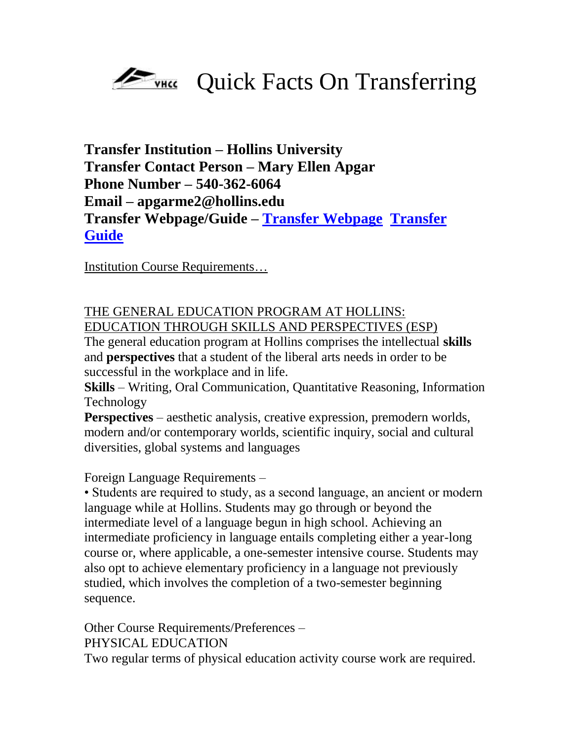# Quick Facts On Transferring

**Transfer Institution – Hollins University**
**Transfer Contact Person – Mary Ellen Apgar**
**Phone Number – 540-362-6064**
**Email – apgarme2@hollins.edu**
**Transfer Webpage/Guide – Transfer Webpage Transfer Guide**

Institution Course Requirements…

THE GENERAL EDUCATION PROGRAM AT HOLLINS: EDUCATION THROUGH SKILLS AND PERSPECTIVES (ESP)

The general education program at Hollins comprises the intellectual **skills** and **perspectives** that a student of the liberal arts needs in order to be successful in the workplace and in life.

**Skills** – Writing, Oral Communication, Quantitative Reasoning, Information Technology

**Perspectives** – aesthetic analysis, creative expression, premodern worlds, modern and/or contemporary worlds, scientific inquiry, social and cultural diversities, global systems and languages

Foreign Language Requirements –

- Students are required to study, as a second language, an ancient or modern language while at Hollins. Students may go through or beyond the intermediate level of a language begun in high school. Achieving an intermediate proficiency in language entails completing either a year-long course or, where applicable, a one-semester intensive course. Students may also opt to achieve elementary proficiency in a language not previously studied, which involves the completion of a two-semester beginning sequence.

Other Course Requirements/Preferences –

PHYSICAL EDUCATION

Two regular terms of physical education activity course work are required.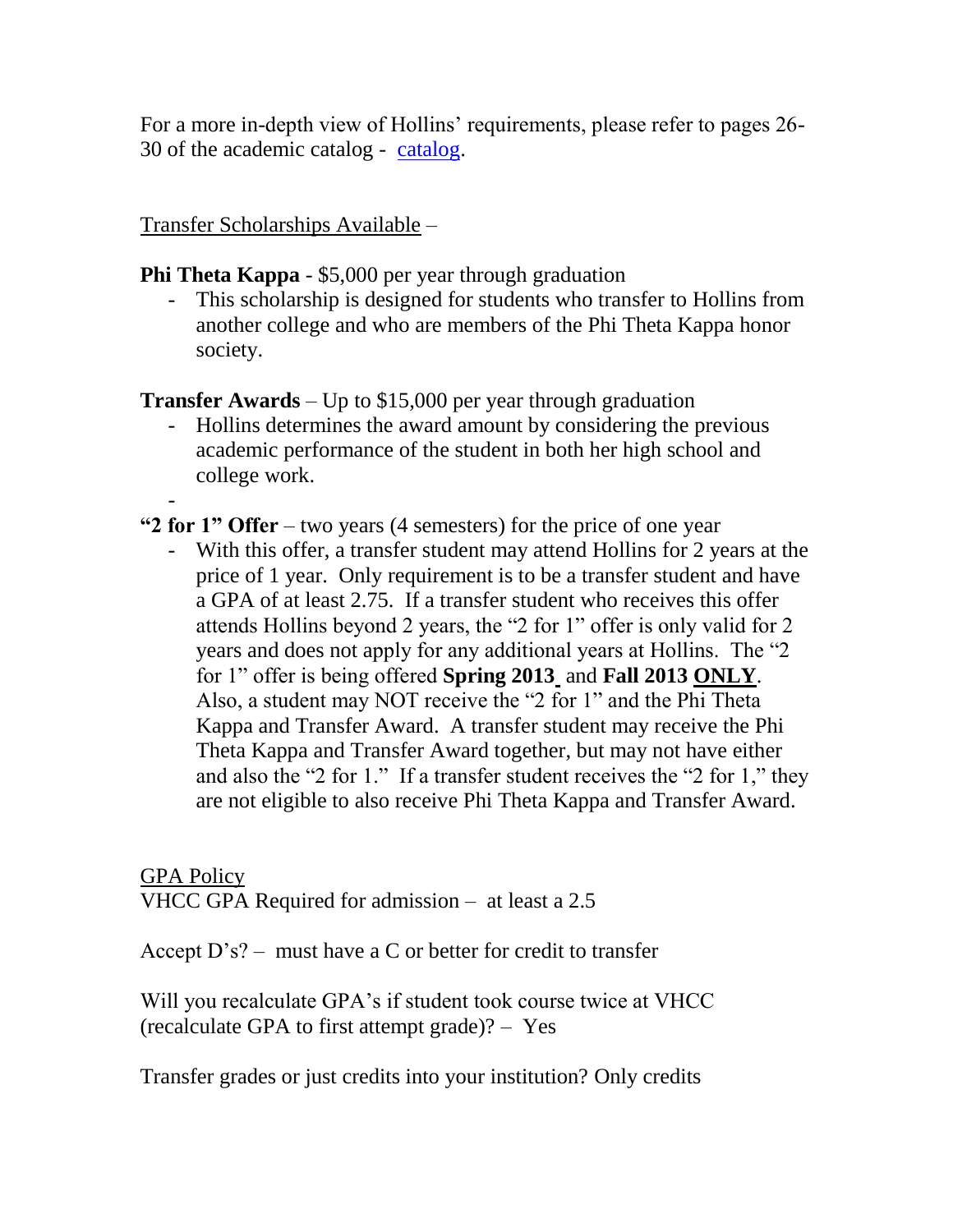For a more in-depth view of Hollins' requirements, please refer to pages 26-30 of the academic catalog - [catalog](catalog).

<u>Transfer Scholarships Available</u> –

**Phi Theta Kappa** - $5,000 per year through graduation

- This scholarship is designed for students who transfer to Hollins from another college and who are members of the Phi Theta Kappa honor society.

**Transfer Awards** – Up to $15,000 per year through graduation

- Hollins determines the award amount by considering the previous academic performance of the student in both her high school and college work.
-

**"2 for 1" Offer** – two years (4 semesters) for the price of one year

- With this offer, a transfer student may attend Hollins for 2 years at the price of 1 year. Only requirement is to be a transfer student and have a GPA of at least 2.75. If a transfer student who receives this offer attends Hollins beyond 2 years, the "2 for 1" offer is only valid for 2 years and does not apply for any additional years at Hollins. The "2 for 1" offer is being offered **Spring 2013** and **Fall 2013 <u>ONLY</u>**. Also, a student may NOT receive the "2 for 1" and the Phi Theta Kappa and Transfer Award. A transfer student may receive the Phi Theta Kappa and Transfer Award together, but may not have either and also the "2 for 1." If a transfer student receives the "2 for 1," they are not eligible to also receive Phi Theta Kappa and Transfer Award.

<u>GPA Policy</u>

VHCC GPA Required for admission – at least a 2.5

Accept D's? – must have a C or better for credit to transfer

Will you recalculate GPA's if student took course twice at VHCC (recalculate GPA to first attempt grade)? – Yes

Transfer grades or just credits into your institution? Only credits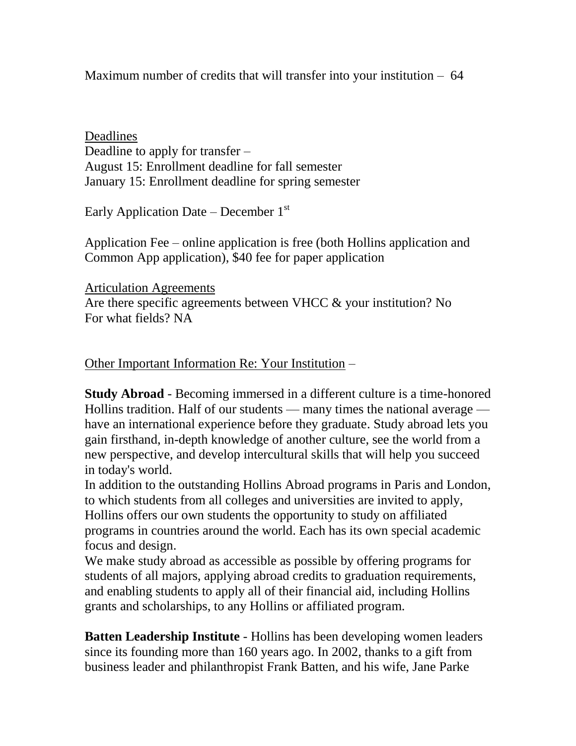Maximum number of credits that will transfer into your institution – 64

Deadlines

Deadline to apply for transfer –
August 15: Enrollment deadline for fall semester
January 15: Enrollment deadline for spring semester

Early Application Date – December 1st

Application Fee – online application is free (both Hollins application and Common App application), $40 fee for paper application

Articulation Agreements

Are there specific agreements between VHCC & your institution? No
For what fields? NA

Other Important Information Re: Your Institution –

**Study Abroad** - Becoming immersed in a different culture is a time-honored Hollins tradition. Half of our students — many times the national average — have an international experience before they graduate. Study abroad lets you gain firsthand, in-depth knowledge of another culture, see the world from a new perspective, and develop intercultural skills that will help you succeed in today's world.

In addition to the outstanding Hollins Abroad programs in Paris and London, to which students from all colleges and universities are invited to apply, Hollins offers our own students the opportunity to study on affiliated programs in countries around the world. Each has its own special academic focus and design.

We make study abroad as accessible as possible by offering programs for students of all majors, applying abroad credits to graduation requirements, and enabling students to apply all of their financial aid, including Hollins grants and scholarships, to any Hollins or affiliated program.

**Batten Leadership Institute** - Hollins has been developing women leaders since its founding more than 160 years ago. In 2002, thanks to a gift from business leader and philanthropist Frank Batten, and his wife, Jane Parke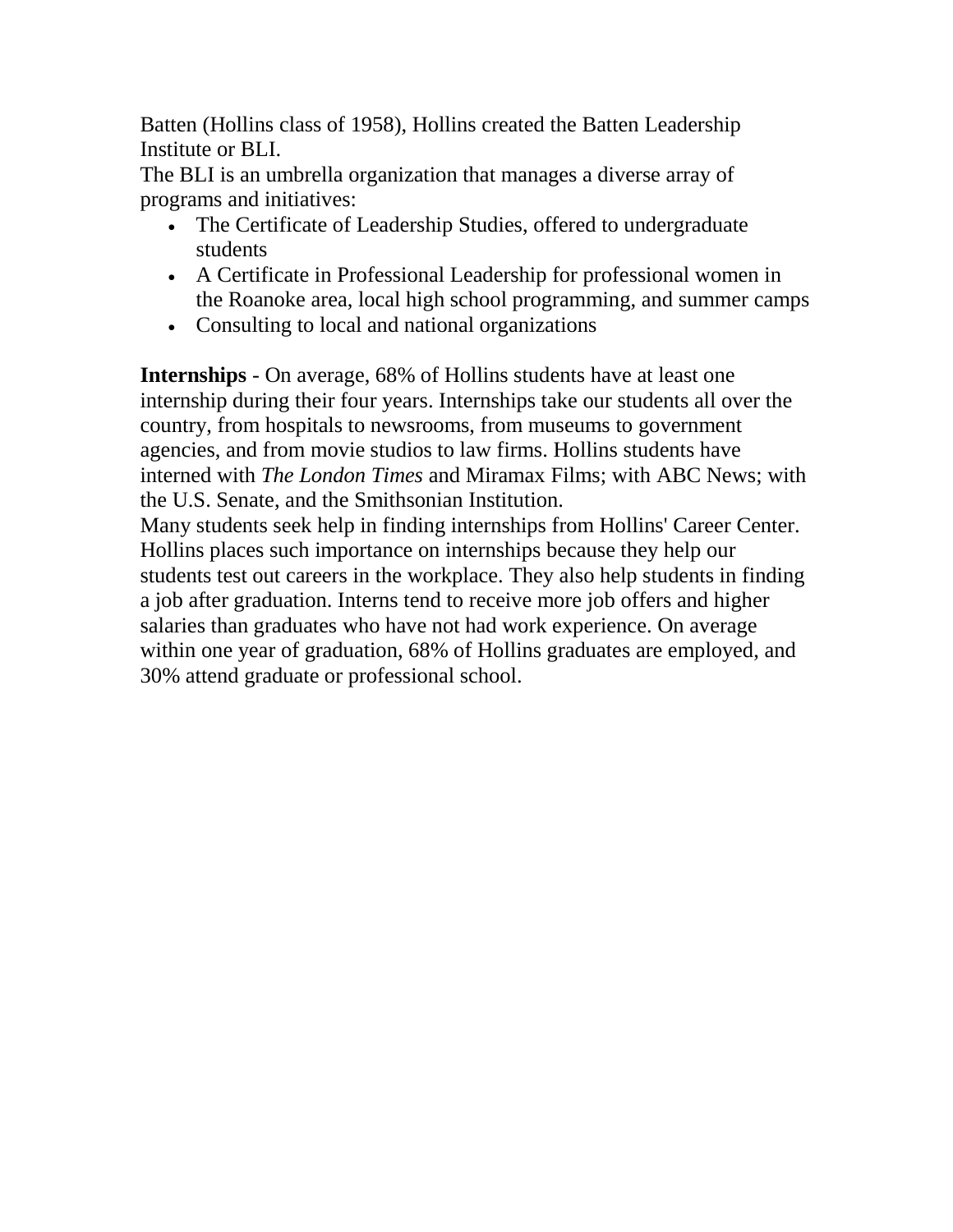Batten (Hollins class of 1958), Hollins created the Batten Leadership Institute or BLI.

The BLI is an umbrella organization that manages a diverse array of programs and initiatives:

- The Certificate of Leadership Studies, offered to undergraduate students
- A Certificate in Professional Leadership for professional women in the Roanoke area, local high school programming, and summer camps
- Consulting to local and national organizations

**Internships** - On average, 68% of Hollins students have at least one internship during their four years. Internships take our students all over the country, from hospitals to newsrooms, from museums to government agencies, and from movie studios to law firms. Hollins students have interned with *The London Times* and Miramax Films; with ABC News; with the U.S. Senate, and the Smithsonian Institution.

Many students seek help in finding internships from Hollins' Career Center. Hollins places such importance on internships because they help our students test out careers in the workplace. They also help students in finding a job after graduation. Interns tend to receive more job offers and higher salaries than graduates who have not had work experience. On average within one year of graduation, 68% of Hollins graduates are employed, and 30% attend graduate or professional school.